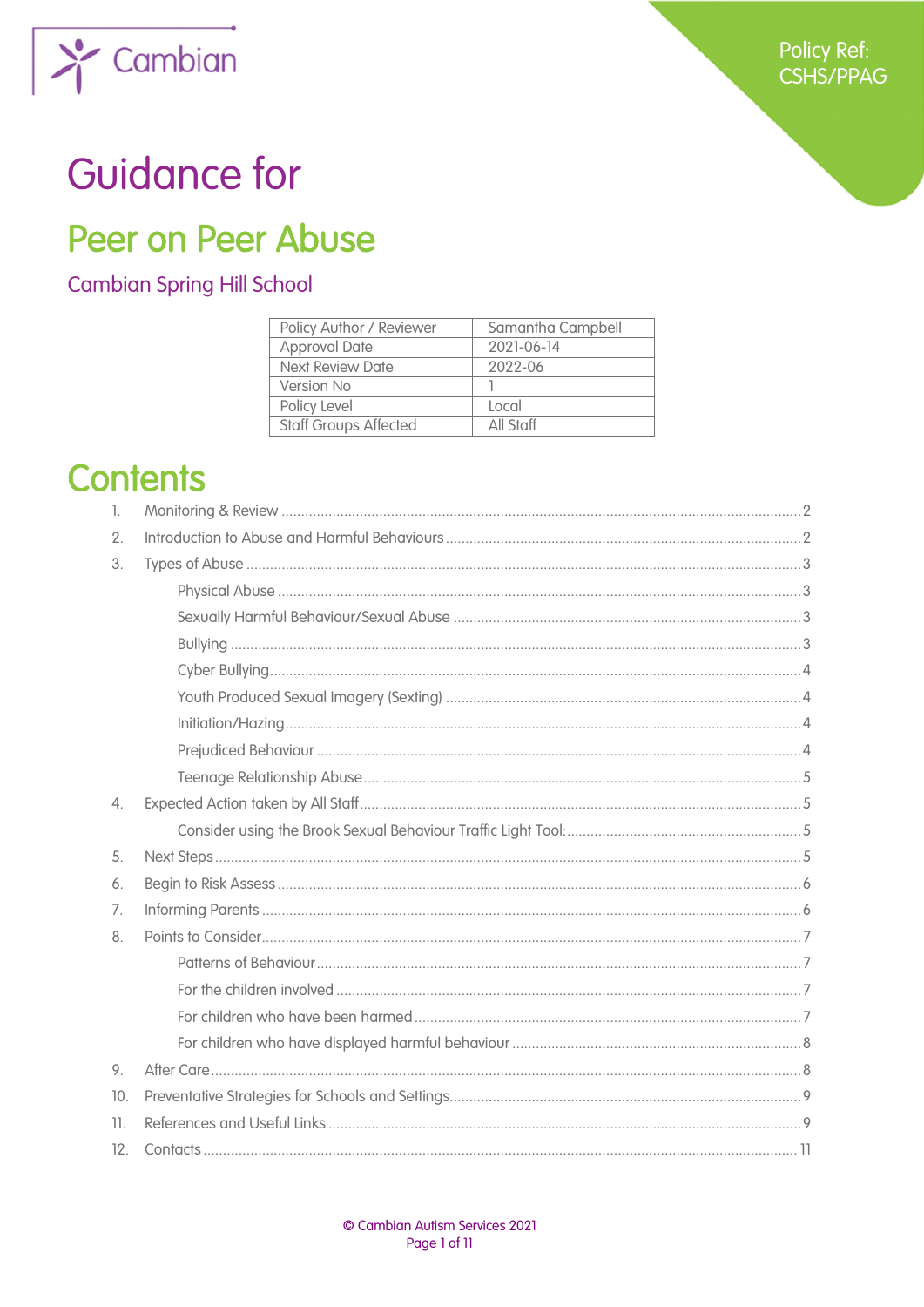Policy Ref: CSHS/PPAG

# Guidance for

# Peer on Peer Abuse

## Cambian Spring Hill School

| Policy Author / Reviewer | Samantha Campbell |
|---|---|
| Approval Date | 2021-06-14 |
| Next Review Date | 2022-06 |
| Version No | 1 |
| Policy Level | Local |
| Staff Groups Affected | All Staff |

# Contents

1. Monitoring & Review ..... 2
2. Introduction to Abuse and Harmful Behaviours ..... 2
3. Types of Abuse ..... 3
   - Physical Abuse ..... 3
   - Sexually Harmful Behaviour/Sexual Abuse ..... 3
   - Bullying ..... 3
   - Cyber Bullying ..... 4
   - Youth Produced Sexual Imagery (Sexting) ..... 4
   - Initiation/Hazing ..... 4
   - Prejudiced Behaviour ..... 4
   - Teenage Relationship Abuse ..... 5
4. Expected Action taken by All Staff ..... 5
   - Consider using the Brook Sexual Behaviour Traffic Light Tool: ..... 5
5. Next Steps ..... 5
6. Begin to Risk Assess ..... 6
7. Informing Parents ..... 6
8. Points to Consider ..... 7
   - Patterns of Behaviour ..... 7
   - For the children involved ..... 7
   - For children who have been harmed ..... 7
   - For children who have displayed harmful behaviour ..... 8
9. After Care ..... 8
10. Preventative Strategies for Schools and Settings ..... 9
11. References and Useful Links ..... 9
12. Contacts ..... 11

© Cambian Autism Services 2021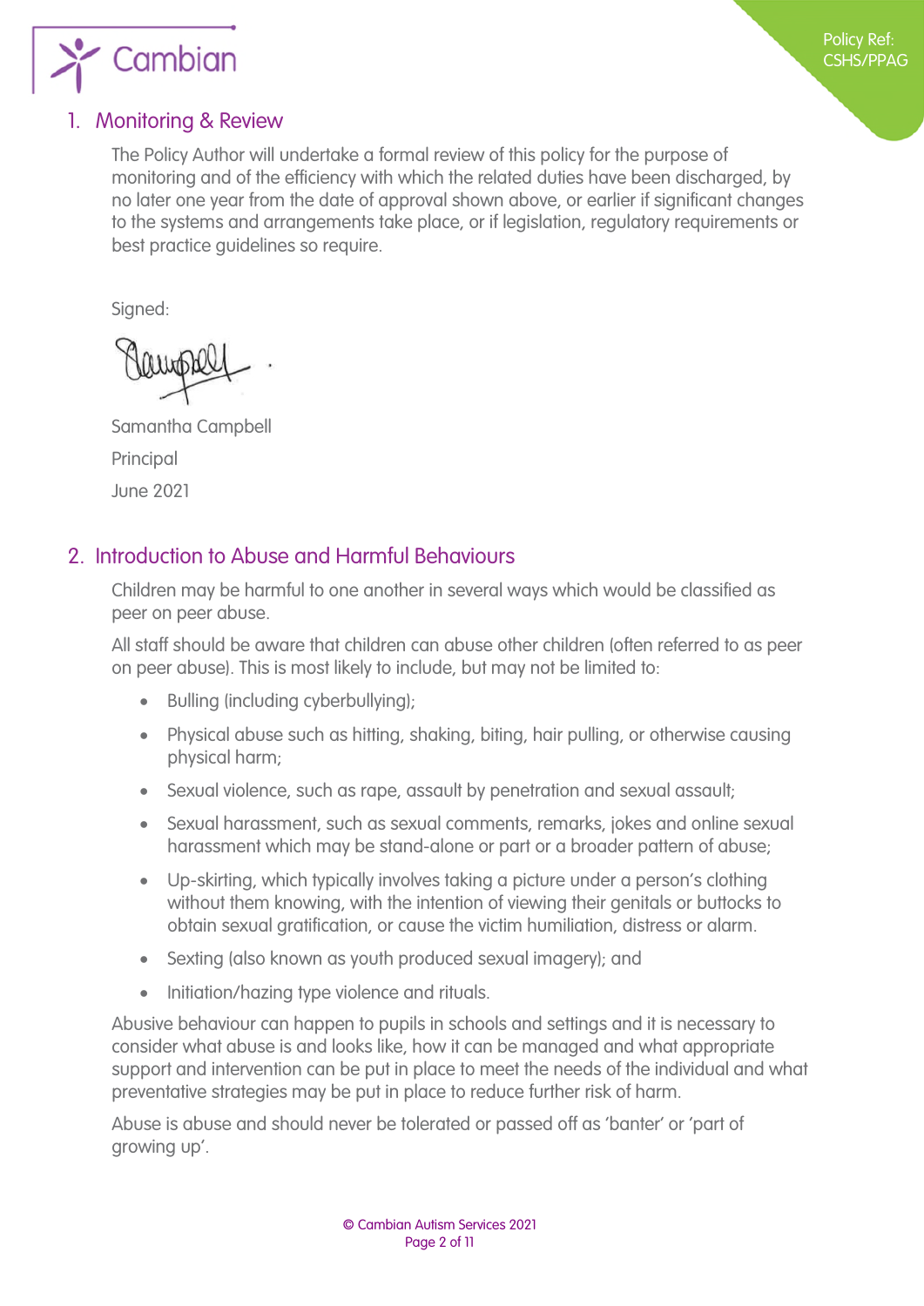## 1. Monitoring & Review

The Policy Author will undertake a formal review of this policy for the purpose of monitoring and of the efficiency with which the related duties have been discharged, by no later one year from the date of approval shown above, or earlier if significant changes to the systems and arrangements take place, or if legislation, regulatory requirements or best practice guidelines so require.

Signed:

Samantha Campbell

Principal

June 2021

## 2. Introduction to Abuse and Harmful Behaviours

Children may be harmful to one another in several ways which would be classified as peer on peer abuse.

All staff should be aware that children can abuse other children (often referred to as peer on peer abuse). This is most likely to include, but may not be limited to:

- Bulling (including cyberbullying);
- Physical abuse such as hitting, shaking, biting, hair pulling, or otherwise causing physical harm;
- Sexual violence, such as rape, assault by penetration and sexual assault;
- Sexual harassment, such as sexual comments, remarks, jokes and online sexual harassment which may be stand-alone or part or a broader pattern of abuse;
- Up-skirting, which typically involves taking a picture under a person's clothing without them knowing, with the intention of viewing their genitals or buttocks to obtain sexual gratification, or cause the victim humiliation, distress or alarm.
- Sexting (also known as youth produced sexual imagery); and
- Initiation/hazing type violence and rituals.

Abusive behaviour can happen to pupils in schools and settings and it is necessary to consider what abuse is and looks like, how it can be managed and what appropriate support and intervention can be put in place to meet the needs of the individual and what preventative strategies may be put in place to reduce further risk of harm.

Abuse is abuse and should never be tolerated or passed off as 'banter' or 'part of growing up'.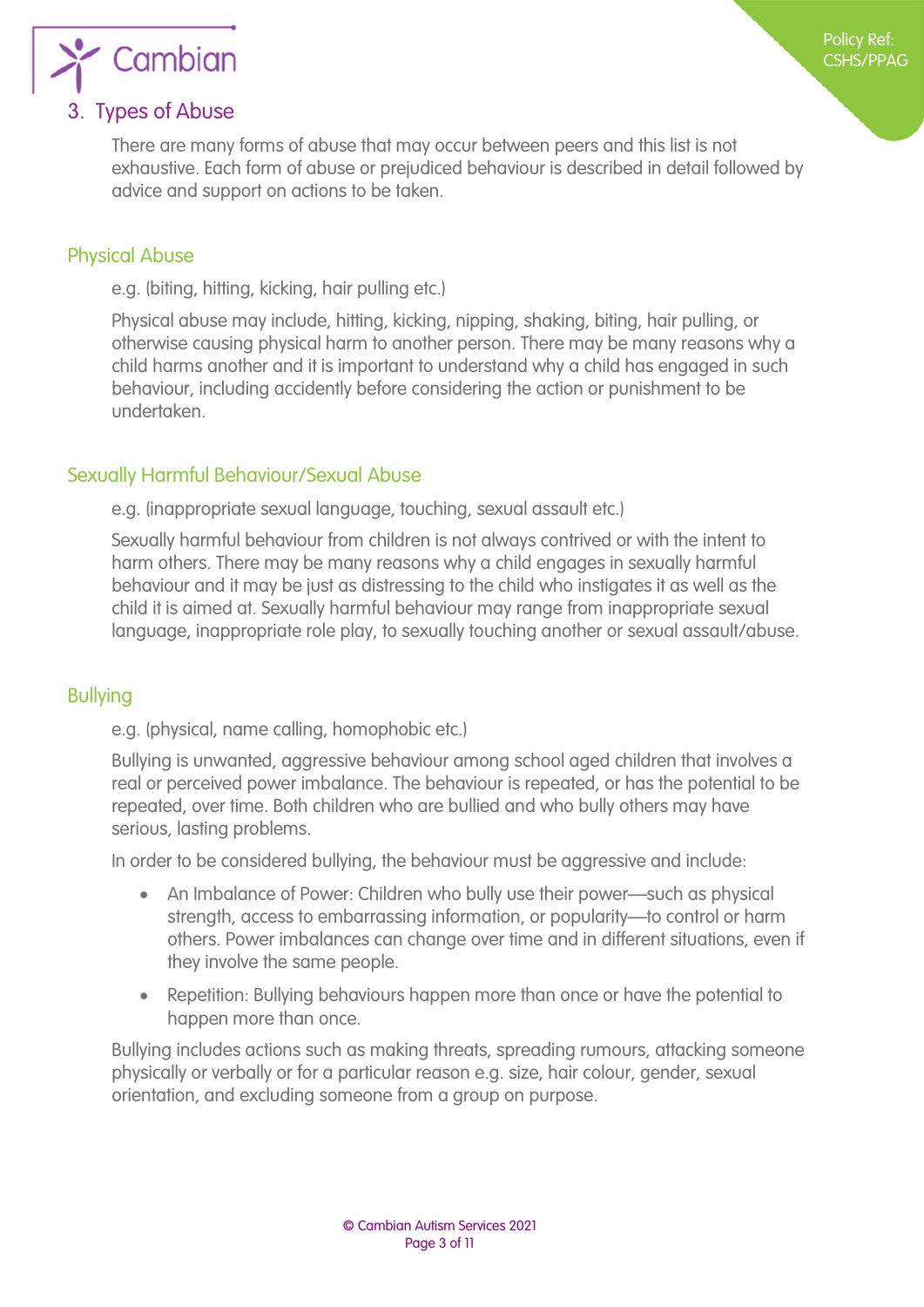## 3. Types of Abuse

There are many forms of abuse that may occur between peers and this list is not exhaustive. Each form of abuse or prejudiced behaviour is described in detail followed by advice and support on actions to be taken.

### Physical Abuse

e.g. (biting, hitting, kicking, hair pulling etc.)

Physical abuse may include, hitting, kicking, nipping, shaking, biting, hair pulling, or otherwise causing physical harm to another person. There may be many reasons why a child harms another and it is important to understand why a child has engaged in such behaviour, including accidently before considering the action or punishment to be undertaken.

### Sexually Harmful Behaviour/Sexual Abuse

e.g. (inappropriate sexual language, touching, sexual assault etc.)

Sexually harmful behaviour from children is not always contrived or with the intent to harm others. There may be many reasons why a child engages in sexually harmful behaviour and it may be just as distressing to the child who instigates it as well as the child it is aimed at. Sexually harmful behaviour may range from inappropriate sexual language, inappropriate role play, to sexually touching another or sexual assault/abuse.

### Bullying

e.g. (physical, name calling, homophobic etc.)

Bullying is unwanted, aggressive behaviour among school aged children that involves a real or perceived power imbalance. The behaviour is repeated, or has the potential to be repeated, over time. Both children who are bullied and who bully others may have serious, lasting problems.

In order to be considered bullying, the behaviour must be aggressive and include:

- An Imbalance of Power: Children who bully use their power—such as physical strength, access to embarrassing information, or popularity—to control or harm others. Power imbalances can change over time and in different situations, even if they involve the same people.
- Repetition: Bullying behaviours happen more than once or have the potential to happen more than once.

Bullying includes actions such as making threats, spreading rumours, attacking someone physically or verbally or for a particular reason e.g. size, hair colour, gender, sexual orientation, and excluding someone from a group on purpose.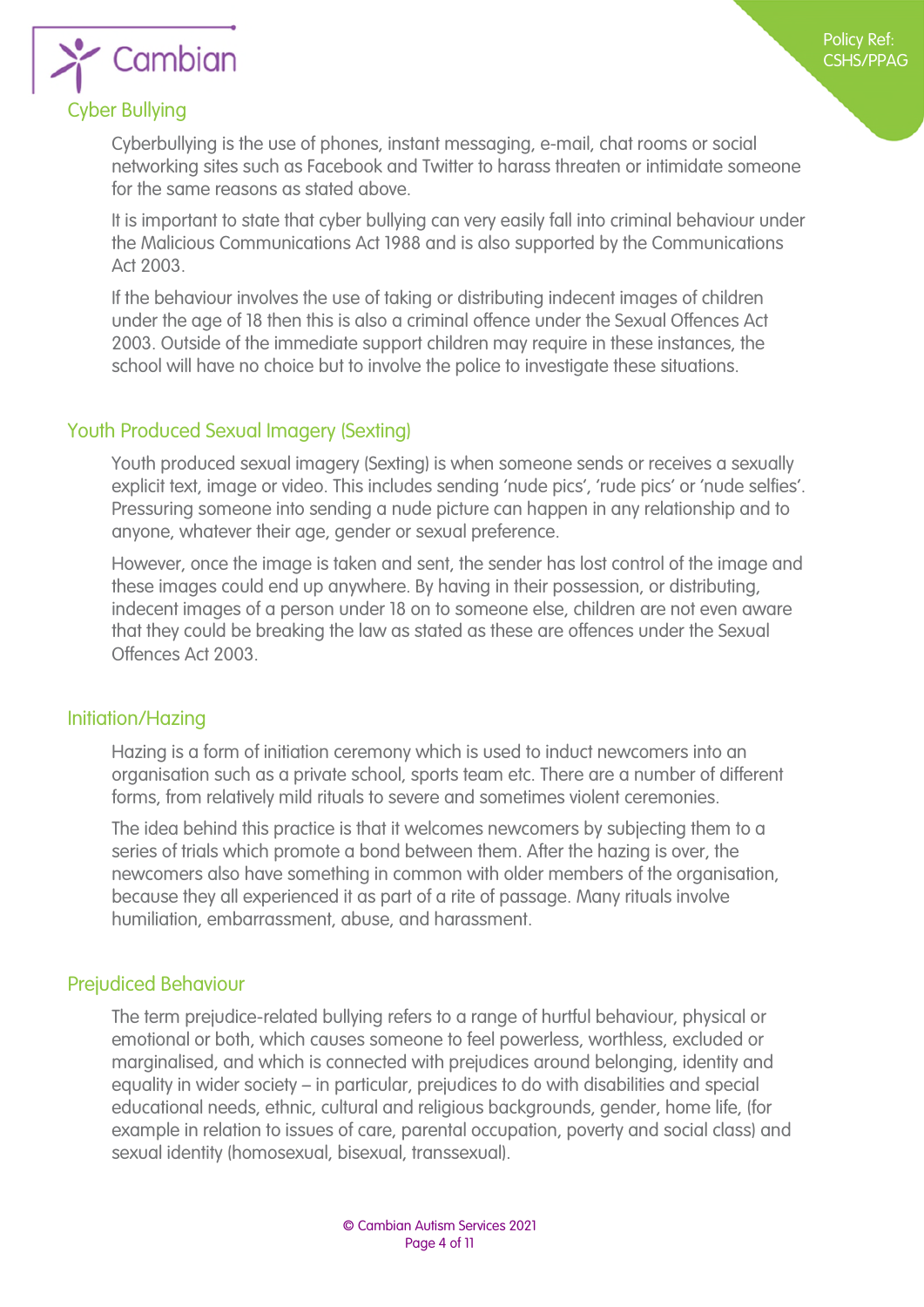## Cyber Bullying

Cyberbullying is the use of phones, instant messaging, e-mail, chat rooms or social networking sites such as Facebook and Twitter to harass threaten or intimidate someone for the same reasons as stated above.

It is important to state that cyber bullying can very easily fall into criminal behaviour under the Malicious Communications Act 1988 and is also supported by the Communications Act 2003.

If the behaviour involves the use of taking or distributing indecent images of children under the age of 18 then this is also a criminal offence under the Sexual Offences Act 2003. Outside of the immediate support children may require in these instances, the school will have no choice but to involve the police to investigate these situations.

## Youth Produced Sexual Imagery (Sexting)

Youth produced sexual imagery (Sexting) is when someone sends or receives a sexually explicit text, image or video. This includes sending 'nude pics', 'rude pics' or 'nude selfies'. Pressuring someone into sending a nude picture can happen in any relationship and to anyone, whatever their age, gender or sexual preference.

However, once the image is taken and sent, the sender has lost control of the image and these images could end up anywhere. By having in their possession, or distributing, indecent images of a person under 18 on to someone else, children are not even aware that they could be breaking the law as stated as these are offences under the Sexual Offences Act 2003.

## Initiation/Hazing

Hazing is a form of initiation ceremony which is used to induct newcomers into an organisation such as a private school, sports team etc. There are a number of different forms, from relatively mild rituals to severe and sometimes violent ceremonies.

The idea behind this practice is that it welcomes newcomers by subjecting them to a series of trials which promote a bond between them. After the hazing is over, the newcomers also have something in common with older members of the organisation, because they all experienced it as part of a rite of passage. Many rituals involve humiliation, embarrassment, abuse, and harassment.

## Prejudiced Behaviour

The term prejudice-related bullying refers to a range of hurtful behaviour, physical or emotional or both, which causes someone to feel powerless, worthless, excluded or marginalised, and which is connected with prejudices around belonging, identity and equality in wider society – in particular, prejudices to do with disabilities and special educational needs, ethnic, cultural and religious backgrounds, gender, home life, (for example in relation to issues of care, parental occupation, poverty and social class) and sexual identity (homosexual, bisexual, transsexual).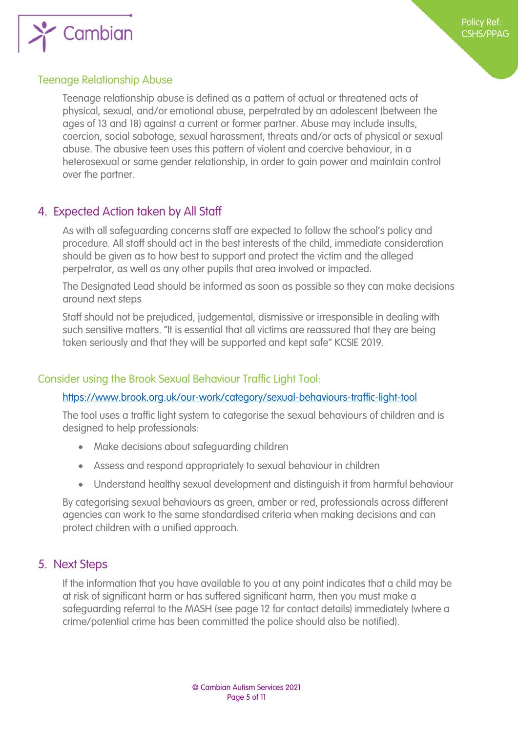### Teenage Relationship Abuse

Teenage relationship abuse is defined as a pattern of actual or threatened acts of physical, sexual, and/or emotional abuse, perpetrated by an adolescent (between the ages of 13 and 18) against a current or former partner. Abuse may include insults, coercion, social sabotage, sexual harassment, threats and/or acts of physical or sexual abuse. The abusive teen uses this pattern of violent and coercive behaviour, in a heterosexual or same gender relationship, in order to gain power and maintain control over the partner.

## 4. Expected Action taken by All Staff

As with all safeguarding concerns staff are expected to follow the school's policy and procedure. All staff should act in the best interests of the child, immediate consideration should be given as to how best to support and protect the victim and the alleged perpetrator, as well as any other pupils that area involved or impacted.

The Designated Lead should be informed as soon as possible so they can make decisions around next steps

Staff should not be prejudiced, judgemental, dismissive or irresponsible in dealing with such sensitive matters. "It is essential that all victims are reassured that they are being taken seriously and that they will be supported and kept safe" KCSIE 2019.

### Consider using the Brook Sexual Behaviour Traffic Light Tool:

https://www.brook.org.uk/our-work/category/sexual-behaviours-traffic-light-tool

The tool uses a traffic light system to categorise the sexual behaviours of children and is designed to help professionals:

- Make decisions about safeguarding children
- Assess and respond appropriately to sexual behaviour in children
- Understand healthy sexual development and distinguish it from harmful behaviour

By categorising sexual behaviours as green, amber or red, professionals across different agencies can work to the same standardised criteria when making decisions and can protect children with a unified approach.

## 5. Next Steps

If the information that you have available to you at any point indicates that a child may be at risk of significant harm or has suffered significant harm, then you must make a safeguarding referral to the MASH (see page 12 for contact details) immediately (where a crime/potential crime has been committed the police should also be notified).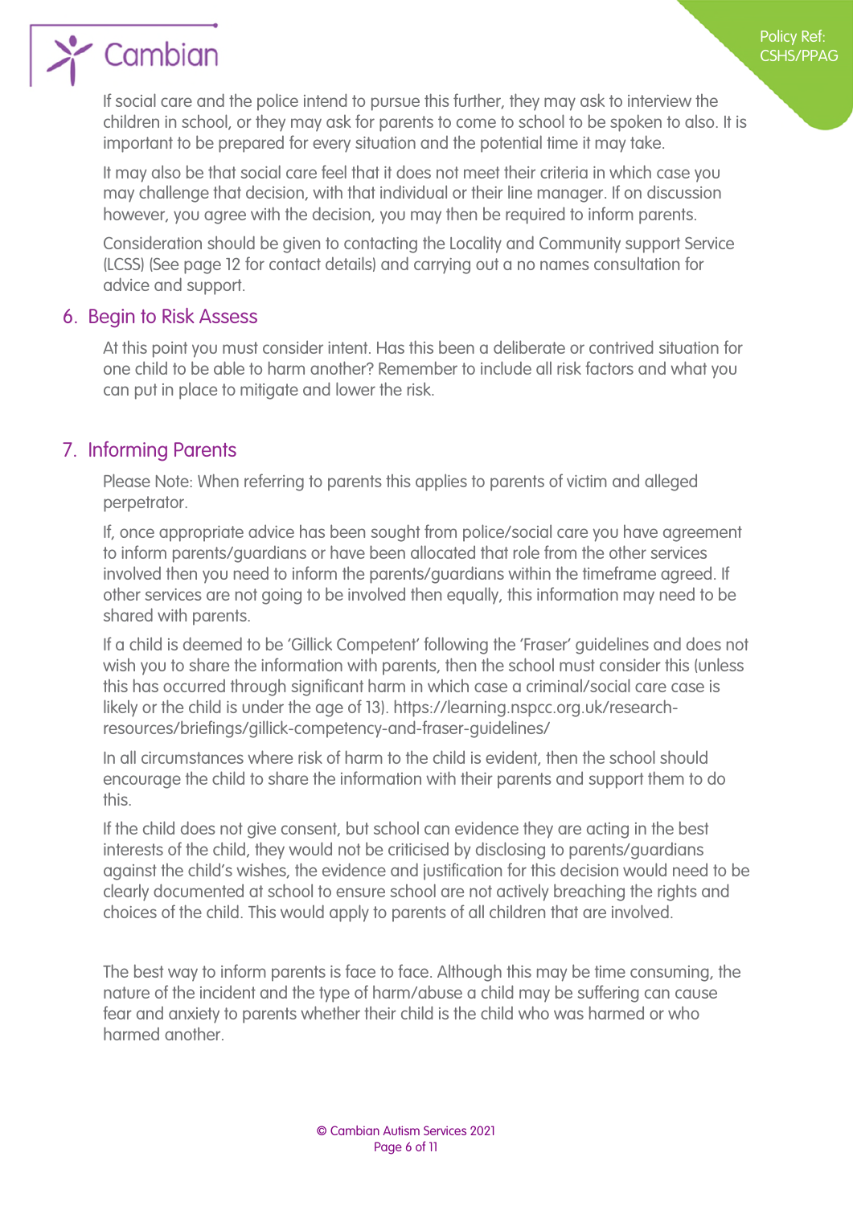If social care and the police intend to pursue this further, they may ask to interview the children in school, or they may ask for parents to come to school to be spoken to also. It is important to be prepared for every situation and the potential time it may take.

It may also be that social care feel that it does not meet their criteria in which case you may challenge that decision, with that individual or their line manager. If on discussion however, you agree with the decision, you may then be required to inform parents.

Consideration should be given to contacting the Locality and Community support Service (LCSS) (See page 12 for contact details) and carrying out a no names consultation for advice and support.

## 6. Begin to Risk Assess

At this point you must consider intent. Has this been a deliberate or contrived situation for one child to be able to harm another? Remember to include all risk factors and what you can put in place to mitigate and lower the risk.

## 7. Informing Parents

Please Note: When referring to parents this applies to parents of victim and alleged perpetrator.

If, once appropriate advice has been sought from police/social care you have agreement to inform parents/guardians or have been allocated that role from the other services involved then you need to inform the parents/guardians within the timeframe agreed. If other services are not going to be involved then equally, this information may need to be shared with parents.

If a child is deemed to be 'Gillick Competent' following the 'Fraser' guidelines and does not wish you to share the information with parents, then the school must consider this (unless this has occurred through significant harm in which case a criminal/social care case is likely or the child is under the age of 13). https://learning.nspcc.org.uk/research-resources/briefings/gillick-competency-and-fraser-guidelines/

In all circumstances where risk of harm to the child is evident, then the school should encourage the child to share the information with their parents and support them to do this.

If the child does not give consent, but school can evidence they are acting in the best interests of the child, they would not be criticised by disclosing to parents/guardians against the child's wishes, the evidence and justification for this decision would need to be clearly documented at school to ensure school are not actively breaching the rights and choices of the child. This would apply to parents of all children that are involved.

The best way to inform parents is face to face. Although this may be time consuming, the nature of the incident and the type of harm/abuse a child may be suffering can cause fear and anxiety to parents whether their child is the child who was harmed or who harmed another.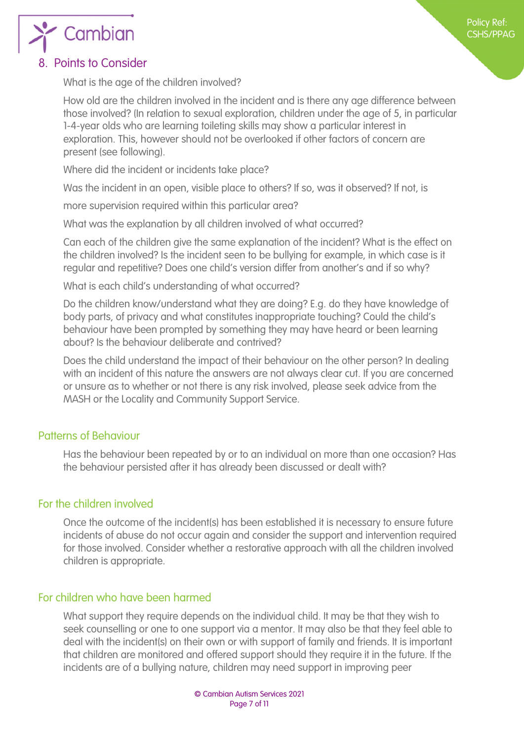## 8. Points to Consider

What is the age of the children involved?

How old are the children involved in the incident and is there any age difference between those involved? (In relation to sexual exploration, children under the age of 5, in particular 1-4-year olds who are learning toileting skills may show a particular interest in exploration. This, however should not be overlooked if other factors of concern are present (see following).

Where did the incident or incidents take place?

Was the incident in an open, visible place to others? If so, was it observed? If not, is

more supervision required within this particular area?

What was the explanation by all children involved of what occurred?

Can each of the children give the same explanation of the incident? What is the effect on the children involved? Is the incident seen to be bullying for example, in which case is it regular and repetitive? Does one child's version differ from another's and if so why?

What is each child's understanding of what occurred?

Do the children know/understand what they are doing? E.g. do they have knowledge of body parts, of privacy and what constitutes inappropriate touching? Could the child's behaviour have been prompted by something they may have heard or been learning about? Is the behaviour deliberate and contrived?

Does the child understand the impact of their behaviour on the other person? In dealing with an incident of this nature the answers are not always clear cut. If you are concerned or unsure as to whether or not there is any risk involved, please seek advice from the MASH or the Locality and Community Support Service.

### Patterns of Behaviour

Has the behaviour been repeated by or to an individual on more than one occasion? Has the behaviour persisted after it has already been discussed or dealt with?

### For the children involved

Once the outcome of the incident(s) has been established it is necessary to ensure future incidents of abuse do not occur again and consider the support and intervention required for those involved. Consider whether a restorative approach with all the children involved children is appropriate.

### For children who have been harmed

What support they require depends on the individual child. It may be that they wish to seek counselling or one to one support via a mentor. It may also be that they feel able to deal with the incident(s) on their own or with support of family and friends. It is important that children are monitored and offered support should they require it in the future. If the incidents are of a bullying nature, children may need support in improving peer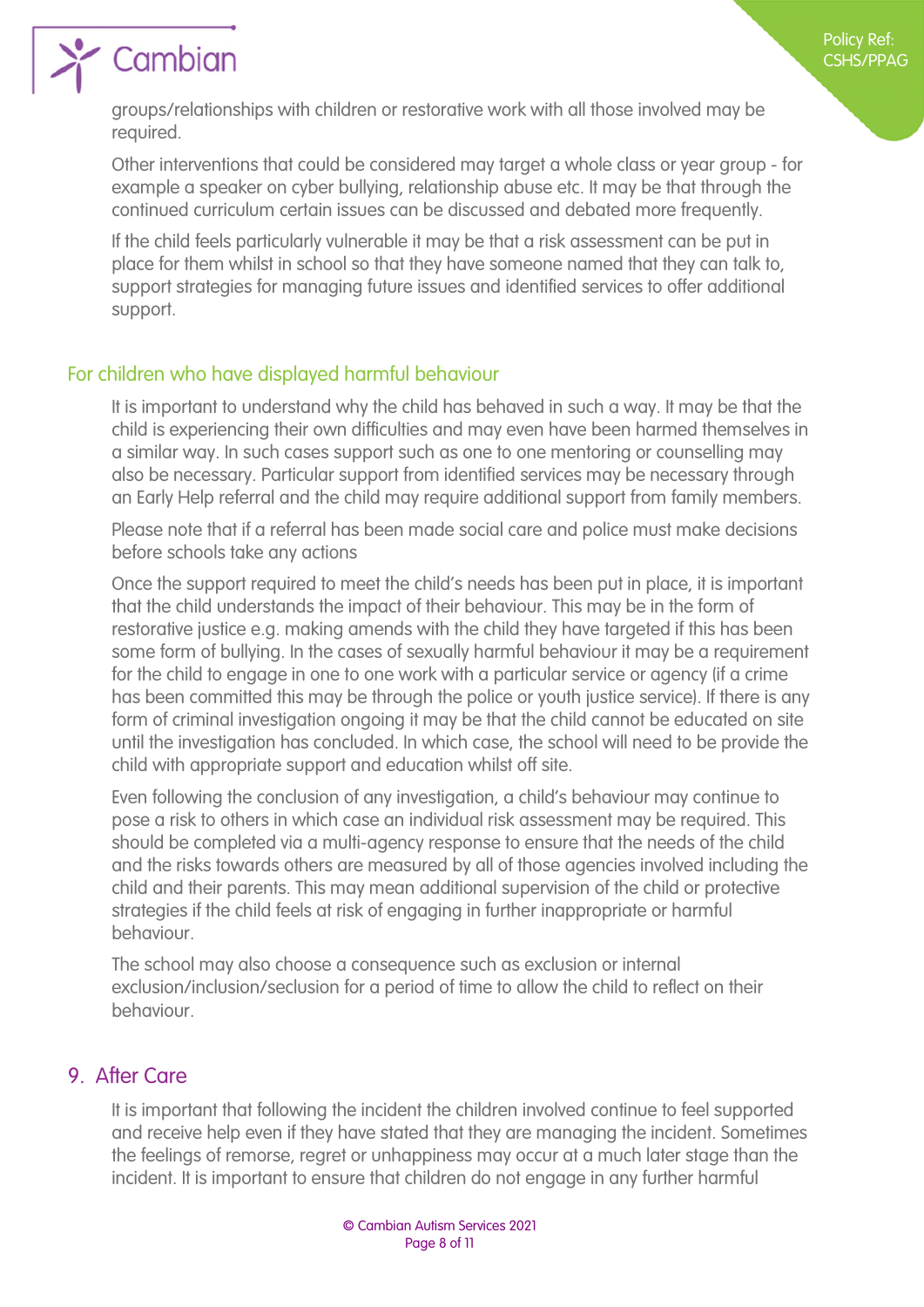groups/relationships with children or restorative work with all those involved may be required.

Other interventions that could be considered may target a whole class or year group - for example a speaker on cyber bullying, relationship abuse etc. It may be that through the continued curriculum certain issues can be discussed and debated more frequently.

If the child feels particularly vulnerable it may be that a risk assessment can be put in place for them whilst in school so that they have someone named that they can talk to, support strategies for managing future issues and identified services to offer additional support.

### For children who have displayed harmful behaviour

It is important to understand why the child has behaved in such a way. It may be that the child is experiencing their own difficulties and may even have been harmed themselves in a similar way. In such cases support such as one to one mentoring or counselling may also be necessary. Particular support from identified services may be necessary through an Early Help referral and the child may require additional support from family members.

Please note that if a referral has been made social care and police must make decisions before schools take any actions

Once the support required to meet the child's needs has been put in place, it is important that the child understands the impact of their behaviour. This may be in the form of restorative justice e.g. making amends with the child they have targeted if this has been some form of bullying. In the cases of sexually harmful behaviour it may be a requirement for the child to engage in one to one work with a particular service or agency (if a crime has been committed this may be through the police or youth justice service). If there is any form of criminal investigation ongoing it may be that the child cannot be educated on site until the investigation has concluded. In which case, the school will need to be provide the child with appropriate support and education whilst off site.

Even following the conclusion of any investigation, a child's behaviour may continue to pose a risk to others in which case an individual risk assessment may be required. This should be completed via a multi-agency response to ensure that the needs of the child and the risks towards others are measured by all of those agencies involved including the child and their parents. This may mean additional supervision of the child or protective strategies if the child feels at risk of engaging in further inappropriate or harmful behaviour.

The school may also choose a consequence such as exclusion or internal exclusion/inclusion/seclusion for a period of time to allow the child to reflect on their behaviour.

## 9. After Care

It is important that following the incident the children involved continue to feel supported and receive help even if they have stated that they are managing the incident. Sometimes the feelings of remorse, regret or unhappiness may occur at a much later stage than the incident. It is important to ensure that children do not engage in any further harmful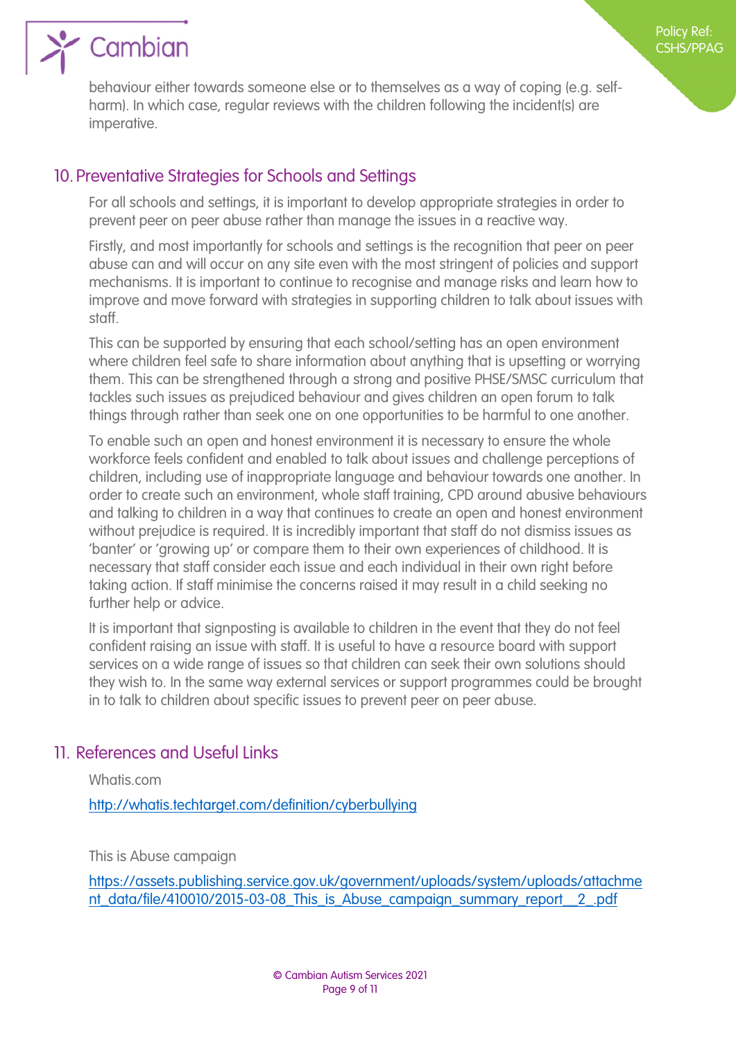behaviour either towards someone else or to themselves as a way of coping (e.g. self-harm). In which case, regular reviews with the children following the incident(s) are imperative.

## 10. Preventative Strategies for Schools and Settings

For all schools and settings, it is important to develop appropriate strategies in order to prevent peer on peer abuse rather than manage the issues in a reactive way.

Firstly, and most importantly for schools and settings is the recognition that peer on peer abuse can and will occur on any site even with the most stringent of policies and support mechanisms. It is important to continue to recognise and manage risks and learn how to improve and move forward with strategies in supporting children to talk about issues with staff.

This can be supported by ensuring that each school/setting has an open environment where children feel safe to share information about anything that is upsetting or worrying them. This can be strengthened through a strong and positive PHSE/SMSC curriculum that tackles such issues as prejudiced behaviour and gives children an open forum to talk things through rather than seek one on one opportunities to be harmful to one another.

To enable such an open and honest environment it is necessary to ensure the whole workforce feels confident and enabled to talk about issues and challenge perceptions of children, including use of inappropriate language and behaviour towards one another. In order to create such an environment, whole staff training, CPD around abusive behaviours and talking to children in a way that continues to create an open and honest environment without prejudice is required. It is incredibly important that staff do not dismiss issues as 'banter' or 'growing up' or compare them to their own experiences of childhood. It is necessary that staff consider each issue and each individual in their own right before taking action. If staff minimise the concerns raised it may result in a child seeking no further help or advice.

It is important that signposting is available to children in the event that they do not feel confident raising an issue with staff. It is useful to have a resource board with support services on a wide range of issues so that children can seek their own solutions should they wish to. In the same way external services or support programmes could be brought in to talk to children about specific issues to prevent peer on peer abuse.

## 11. References and Useful Links

Whatis.com

http://whatis.techtarget.com/definition/cyberbullying

This is Abuse campaign

https://assets.publishing.service.gov.uk/government/uploads/system/uploads/attachment_data/file/410010/2015-03-08_This_is_Abuse_campaign_summary_report__2_.pdf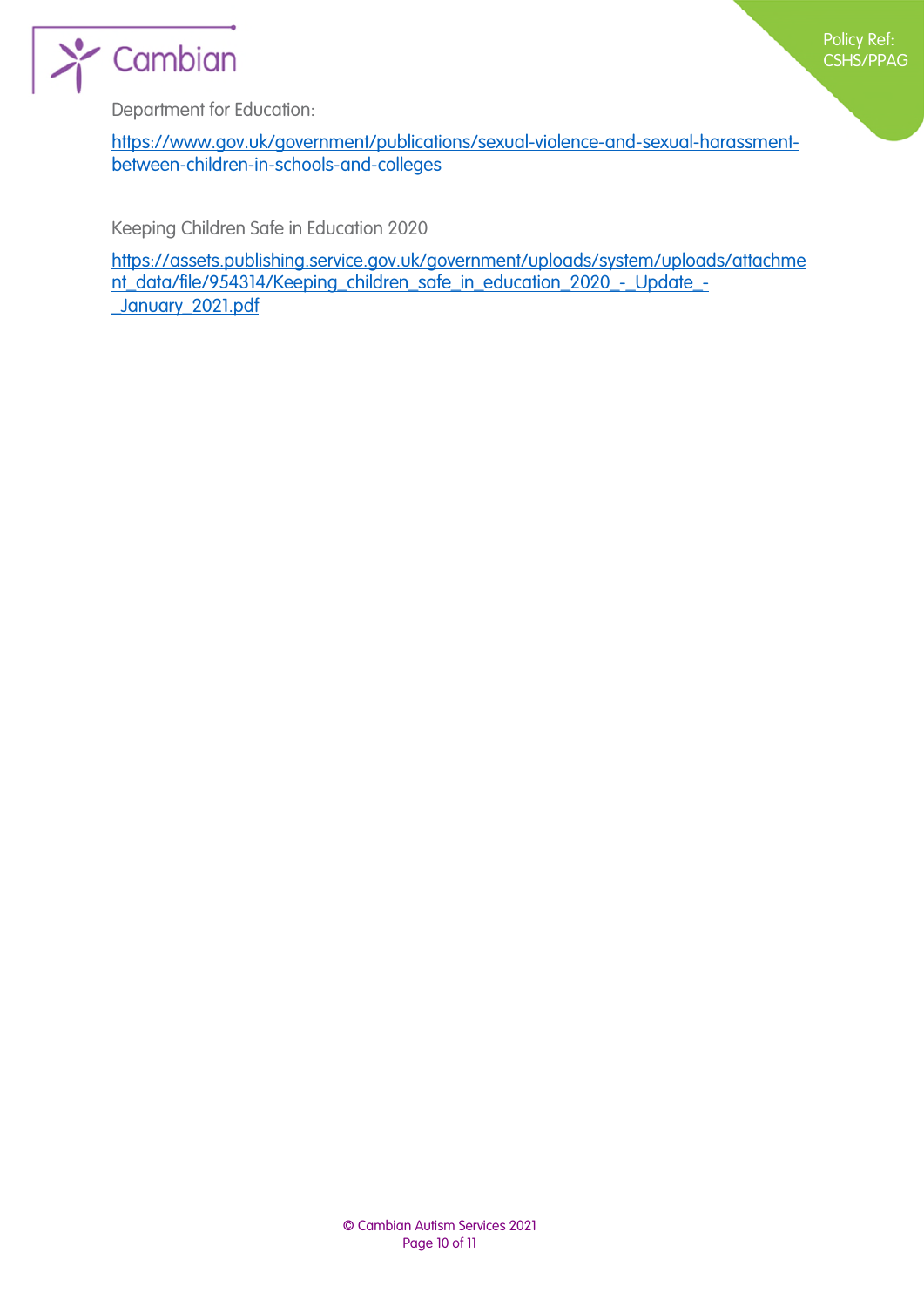Department for Education:

https://www.gov.uk/government/publications/sexual-violence-and-sexual-harassment-between-children-in-schools-and-colleges

Keeping Children Safe in Education 2020

https://assets.publishing.service.gov.uk/government/uploads/system/uploads/attachment_data/file/954314/Keeping_children_safe_in_education_2020_-_Update_-_January_2021.pdf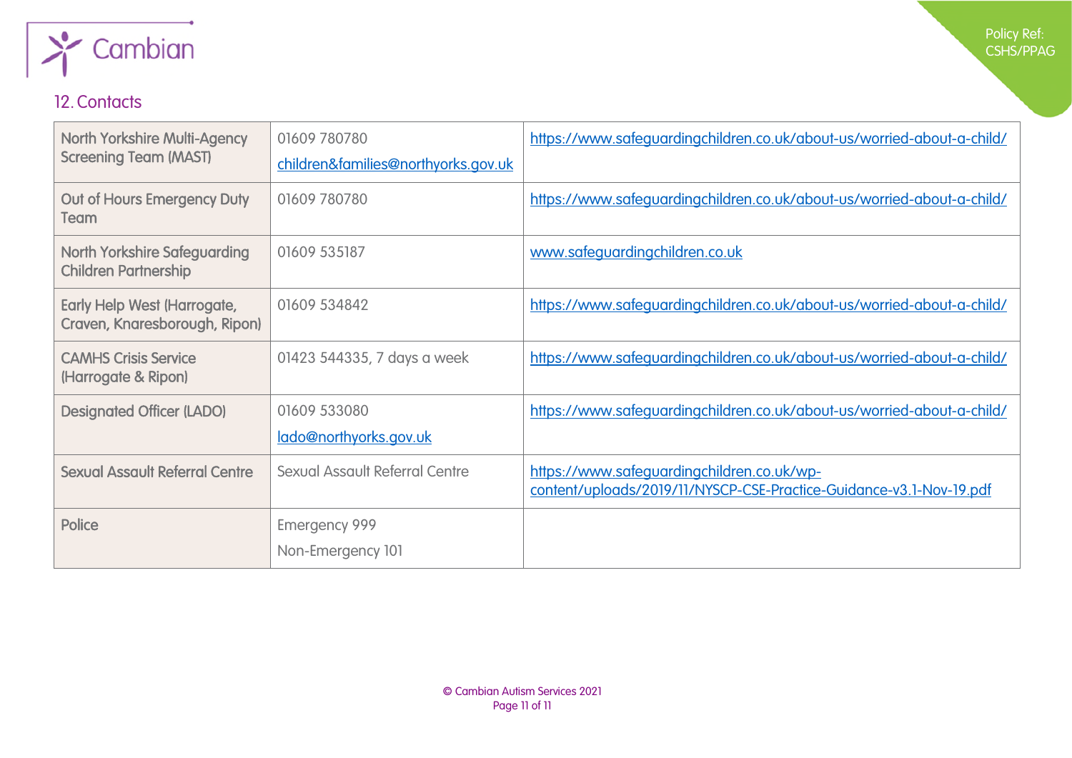## 12. Contacts

| | | |
|---|---|---|
| North Yorkshire Multi-Agency Screening Team (MAST) | 01609 780780<br>children&families@northyorks.gov.uk | https://www.safeguardingchildren.co.uk/about-us/worried-about-a-child/ |
| Out of Hours Emergency Duty Team | 01609 780780 | https://www.safeguardingchildren.co.uk/about-us/worried-about-a-child/ |
| North Yorkshire Safeguarding Children Partnership | 01609 535187 | www.safeguardingchildren.co.uk |
| Early Help West (Harrogate, Craven, Knaresborough, Ripon) | 01609 534842 | https://www.safeguardingchildren.co.uk/about-us/worried-about-a-child/ |
| CAMHS Crisis Service (Harrogate & Ripon) | 01423 544335, 7 days a week | https://www.safeguardingchildren.co.uk/about-us/worried-about-a-child/ |
| Designated Officer (LADO) | 01609 533080<br>lado@northyorks.gov.uk | https://www.safeguardingchildren.co.uk/about-us/worried-about-a-child/ |
| Sexual Assault Referral Centre | Sexual Assault Referral Centre | https://www.safeguardingchildren.co.uk/wp-content/uploads/2019/11/NYSCP-CSE-Practice-Guidance-v3.1-Nov-19.pdf |
| Police | Emergency 999<br>Non-Emergency 101 | |